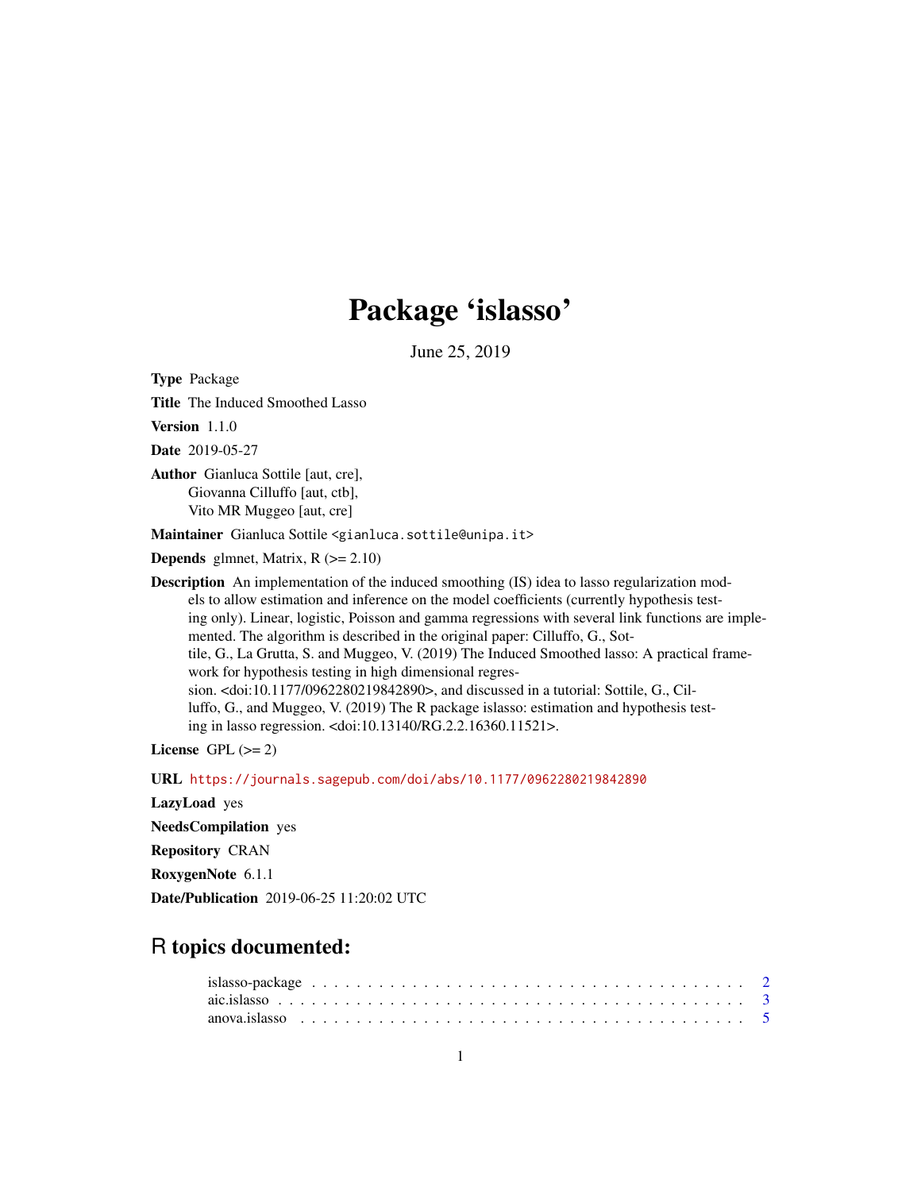# Package 'islasso'

June 25, 2019

**Type** Package

**Title** The Induced Smoothed Lasso

**Version** 1.1.0

**Date** 2019-05-27

**Author** Gianluca Sottile [aut, cre],
Giovanna Cilluffo [aut, ctb],
Vito MR Muggeo [aut, cre]

**Maintainer** Gianluca Sottile <gianluca.sottile@unipa.it>

**Depends** glmnet, Matrix, R (>= 2.10)

**Description** An implementation of the induced smoothing (IS) idea to lasso regularization models to allow estimation and inference on the model coefficients (currently hypothesis testing only). Linear, logistic, Poisson and gamma regressions with several link functions are implemented. The algorithm is described in the original paper: Cilluffo, G., Sottile, G., La Grutta, S. and Muggeo, V. (2019) The Induced Smoothed lasso: A practical framework for hypothesis testing in high dimensional regression. <doi:10.1177/0962280219842890>, and discussed in a tutorial: Sottile, G., Cilluffo, G., and Muggeo, V. (2019) The R package islasso: estimation and hypothesis testing in lasso regression. <doi:10.13140/RG.2.2.16360.11521>.

**License** GPL (>= 2)

**URL** https://journals.sagepub.com/doi/abs/10.1177/0962280219842890

**LazyLoad** yes

**NeedsCompilation** yes

**Repository** CRAN

**RoxygenNote** 6.1.1

**Date/Publication** 2019-06-25 11:20:02 UTC

## R topics documented:

islasso-package . . . . . . . . . . . . . . . . . . . . . . . . . . . . . . . . . . . . . . . . 2
aic.islasso . . . . . . . . . . . . . . . . . . . . . . . . . . . . . . . . . . . . . . . . . . . 3
anova.islasso . . . . . . . . . . . . . . . . . . . . . . . . . . . . . . . . . . . . . . . . . 5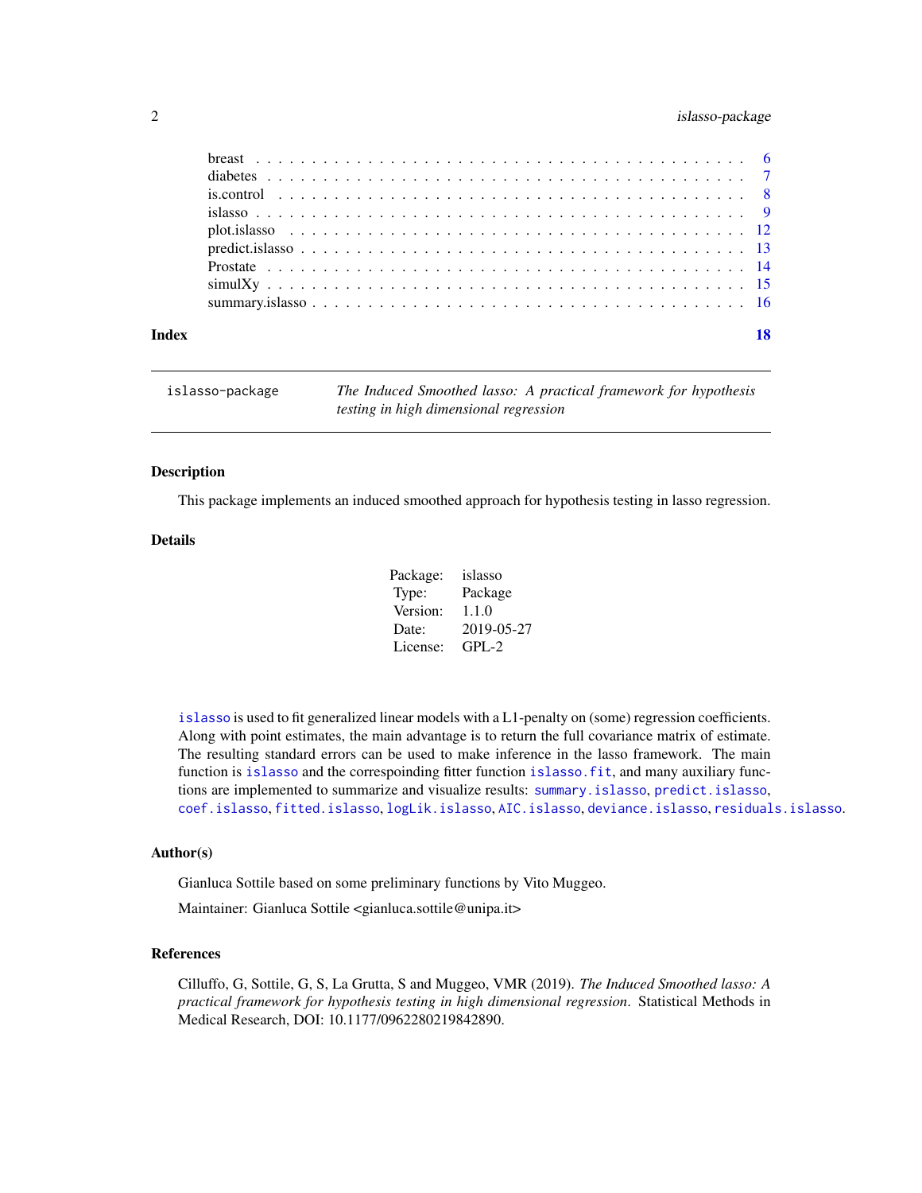breast . . . . . . . . . . . . . . . . . . . . . . . . . . . . . . . . . . . . . . . . . 6
diabetes . . . . . . . . . . . . . . . . . . . . . . . . . . . . . . . . . . . . . . . . 7
is.control . . . . . . . . . . . . . . . . . . . . . . . . . . . . . . . . . . . . . . . 8
islasso . . . . . . . . . . . . . . . . . . . . . . . . . . . . . . . . . . . . . . . . . 9
plot.islasso . . . . . . . . . . . . . . . . . . . . . . . . . . . . . . . . . . . . . . 12
predict.islasso . . . . . . . . . . . . . . . . . . . . . . . . . . . . . . . . . . . . 13
Prostate . . . . . . . . . . . . . . . . . . . . . . . . . . . . . . . . . . . . . . . . 14
simulXy . . . . . . . . . . . . . . . . . . . . . . . . . . . . . . . . . . . . . . . . 15
summary.islasso . . . . . . . . . . . . . . . . . . . . . . . . . . . . . . . . . . . 16

**Index** **18**

---

`islasso-package` *The Induced Smoothed lasso: A practical framework for hypothesis testing in high dimensional regression*

---

## Description

This package implements an induced smoothed approach for hypothesis testing in lasso regression.

## Details

| | |
|---|---|
| Package: | islasso |
| Type: | Package |
| Version: | 1.1.0 |
| Date: | 2019-05-27 |
| License: | GPL-2 |

`islasso` is used to fit generalized linear models with a L1-penalty on (some) regression coefficients. Along with point estimates, the main advantage is to return the full covariance matrix of estimate. The resulting standard errors can be used to make inference in the lasso framework. The main function is `islasso` and the correspoinding fitter function `islasso.fit`, and many auxiliary functions are implemented to summarize and visualize results: `summary.islasso`, `predict.islasso`, `coef.islasso`, `fitted.islasso`, `logLik.islasso`, `AIC.islasso`, `deviance.islasso`, `residuals.islasso`.

## Author(s)

Gianluca Sottile based on some preliminary functions by Vito Muggeo.

Maintainer: Gianluca Sottile <gianluca.sottile@unipa.it>

## References

Cilluffo, G, Sottile, G, S, La Grutta, S and Muggeo, VMR (2019). *The Induced Smoothed lasso: A practical framework for hypothesis testing in high dimensional regression*. Statistical Methods in Medical Research, DOI: 10.1177/0962280219842890.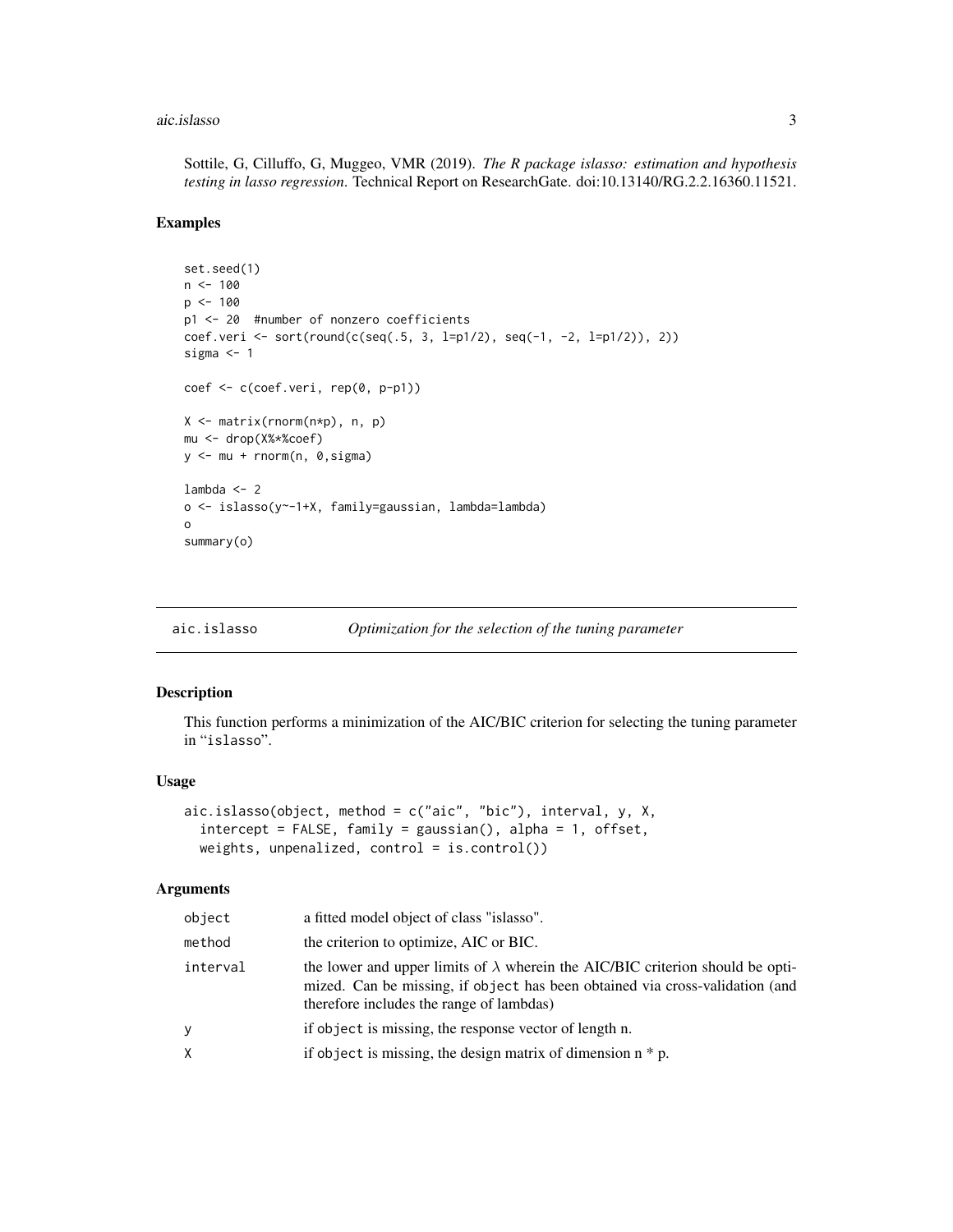Sottile, G, Cilluffo, G, Muggeo, VMR (2019). *The R package islasso: estimation and hypothesis testing in lasso regression*. Technical Report on ResearchGate. doi:10.13140/RG.2.2.16360.11521.

### Examples

```
set.seed(1)
n <- 100
p <- 100
p1 <- 20  #number of nonzero coefficients
coef.veri <- sort(round(c(seq(.5, 3, l=p1/2), seq(-1, -2, l=p1/2)), 2))
sigma <- 1

coef <- c(coef.veri, rep(0, p-p1))

X <- matrix(rnorm(n*p), n, p)
mu <- drop(X%*%coef)
y <- mu + rnorm(n, 0,sigma)

lambda <- 2
o <- islasso(y~-1+X, family=gaussian, lambda=lambda)
o
summary(o)
```

---

## aic.islasso — *Optimization for the selection of the tuning parameter*

### Description

This function performs a minimization of the AIC/BIC criterion for selecting the tuning parameter in "islasso".

### Usage

```
aic.islasso(object, method = c("aic", "bic"), interval, y, X,
  intercept = FALSE, family = gaussian(), alpha = 1, offset,
  weights, unpenalized, control = is.control())
```

### Arguments

| | |
|---|---|
| `object` | a fitted model object of class "islasso". |
| `method` | the criterion to optimize, AIC or BIC. |
| `interval` | the lower and upper limits of $\lambda$ wherein the AIC/BIC criterion should be optimized. Can be missing, if `object` has been obtained via cross-validation (and therefore includes the range of lambdas) |
| `y` | if `object` is missing, the response vector of length n. |
| `X` | if `object` is missing, the design matrix of dimension n * p. |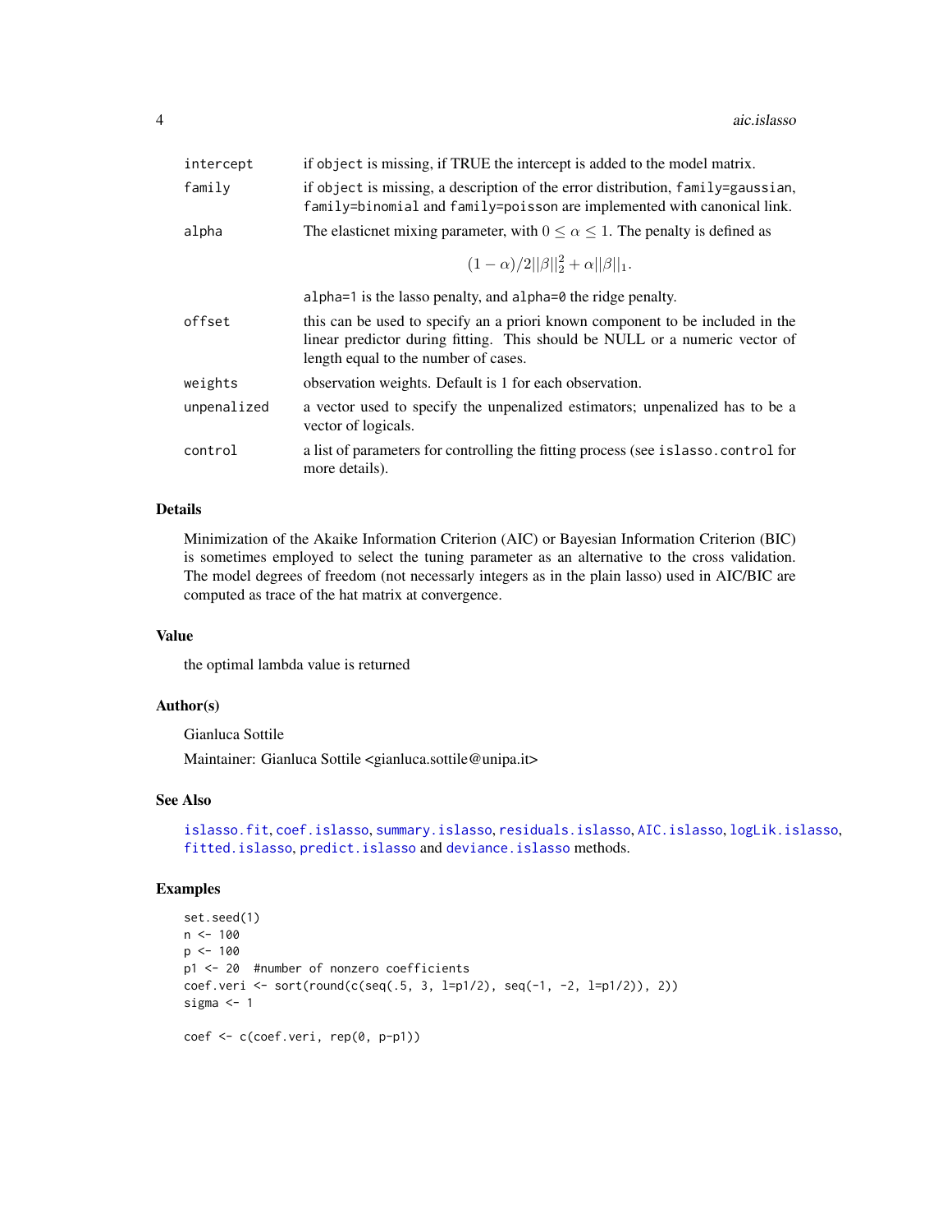| | |
|---|---|
| intercept | if object is missing, if TRUE the intercept is added to the model matrix. |
| family | if object is missing, a description of the error distribution, family=gaussian, family=binomial and family=poisson are implemented with canonical link. |
| alpha | The elasticnet mixing parameter, with $0 \leq \alpha \leq 1$. The penalty is defined as $$(1-\alpha)/2\|\|\beta\|\|_2^2 + \alpha\|\|\beta\|\|_1.$$ alpha=1 is the lasso penalty, and alpha=0 the ridge penalty. |
| offset | this can be used to specify an a priori known component to be included in the linear predictor during fitting. This should be NULL or a numeric vector of length equal to the number of cases. |
| weights | observation weights. Default is 1 for each observation. |
| unpenalized | a vector used to specify the unpenalized estimators; unpenalized has to be a vector of logicals. |
| control | a list of parameters for controlling the fitting process (see islasso.control for more details). |

## Details

Minimization of the Akaike Information Criterion (AIC) or Bayesian Information Criterion (BIC) is sometimes employed to select the tuning parameter as an alternative to the cross validation. The model degrees of freedom (not necessarly integers as in the plain lasso) used in AIC/BIC are computed as trace of the hat matrix at convergence.

## Value

the optimal lambda value is returned

## Author(s)

Gianluca Sottile

Maintainer: Gianluca Sottile <gianluca.sottile@unipa.it>

## See Also

islasso.fit, coef.islasso, summary.islasso, residuals.islasso, AIC.islasso, logLik.islasso, fitted.islasso, predict.islasso and deviance.islasso methods.

## Examples

```
set.seed(1)
n <- 100
p <- 100
p1 <- 20  #number of nonzero coefficients
coef.veri <- sort(round(c(seq(.5, 3, l=p1/2), seq(-1, -2, l=p1/2)), 2))
sigma <- 1

coef <- c(coef.veri, rep(0, p-p1))
```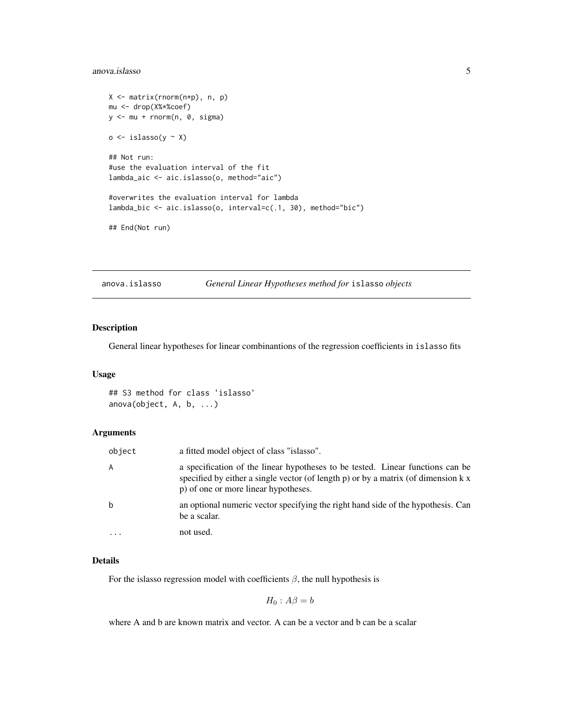```
X <- matrix(rnorm(n*p), n, p)
mu <- drop(X%*%coef)
y <- mu + rnorm(n, 0, sigma)

o <- islasso(y ~ X)

## Not run:
#use the evaluation interval of the fit
lambda_aic <- aic.islasso(o, method="aic")

#overwrites the evaluation interval for lambda
lambda_bic <- aic.islasso(o, interval=c(.1, 30), method="bic")

## End(Not run)
```

## anova.islasso — *General Linear Hypotheses method for* `islasso` *objects*

### Description

General linear hypotheses for linear combinantions of the regression coefficients in `islasso` fits

### Usage

```
## S3 method for class 'islasso'
anova(object, A, b, ...)
```

### Arguments

| | |
|---|---|
| `object` | a fitted model object of class "islasso". |
| `A` | a specification of the linear hypotheses to be tested. Linear functions can be specified by either a single vector (of length p) or by a matrix (of dimension k x p) of one or more linear hypotheses. |
| `b` | an optional numeric vector specifying the right hand side of the hypothesis. Can be a scalar. |
| `...` | not used. |

### Details

For the islasso regression model with coefficients $\beta$, the null hypothesis is

$$H_0 : A\beta = b$$

where A and b are known matrix and vector. A can be a vector and b can be a scalar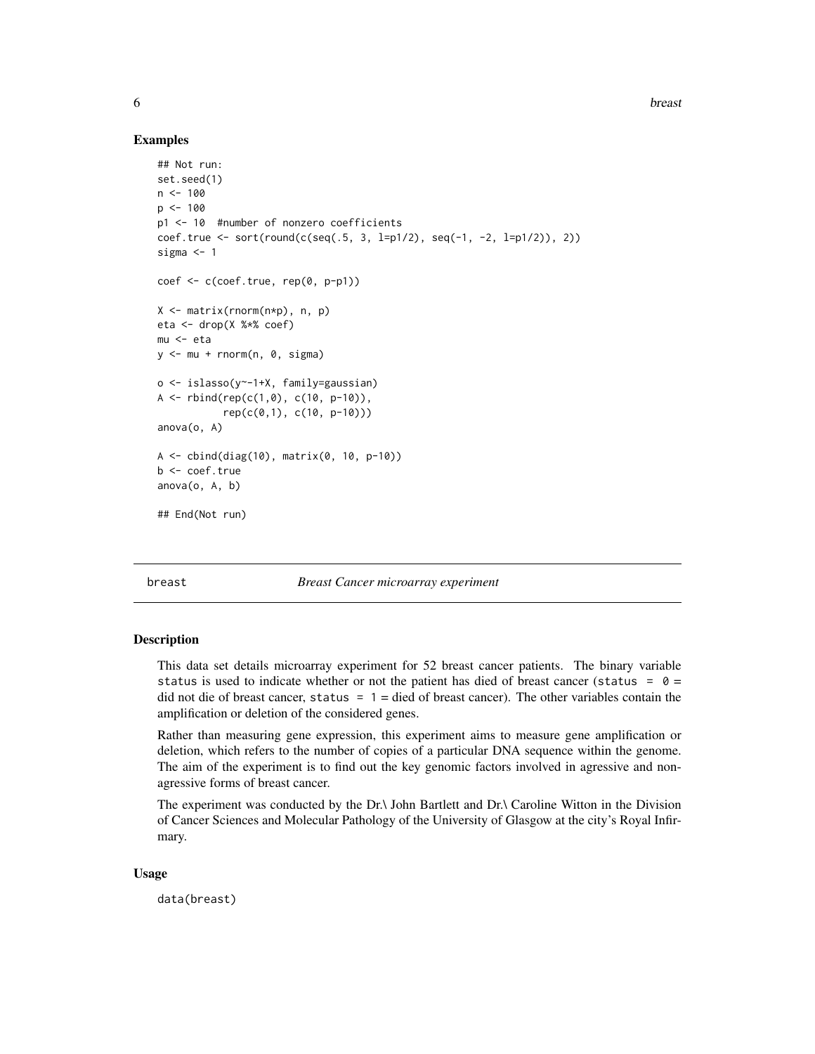### Examples

```
## Not run:
set.seed(1)
n <- 100
p <- 100
p1 <- 10  #number of nonzero coefficients
coef.true <- sort(round(c(seq(.5, 3, l=p1/2), seq(-1, -2, l=p1/2)), 2))
sigma <- 1

coef <- c(coef.true, rep(0, p-p1))

X <- matrix(rnorm(n*p), n, p)
eta <- drop(X %*% coef)
mu <- eta
y <- mu + rnorm(n, 0, sigma)

o <- islasso(y~-1+X, family=gaussian)
A <- rbind(rep(c(1,0), c(10, p-10)),
           rep(c(0,1), c(10, p-10)))
anova(o, A)

A <- cbind(diag(10), matrix(0, 10, p-10))
b <- coef.true
anova(o, A, b)

## End(Not run)
```

---

## breast — *Breast Cancer microarray experiment*

### Description

This data set details microarray experiment for 52 breast cancer patients. The binary variable `status` is used to indicate whether or not the patient has died of breast cancer (`status = 0` = did not die of breast cancer, `status = 1` = died of breast cancer). The other variables contain the amplification or deletion of the considered genes.

Rather than measuring gene expression, this experiment aims to measure gene amplification or deletion, which refers to the number of copies of a particular DNA sequence within the genome. The aim of the experiment is to find out the key genomic factors involved in agressive and non-agressive forms of breast cancer.

The experiment was conducted by the Dr.\ John Bartlett and Dr.\ Caroline Witton in the Division of Cancer Sciences and Molecular Pathology of the University of Glasgow at the city's Royal Infirmary.

### Usage

```
data(breast)
```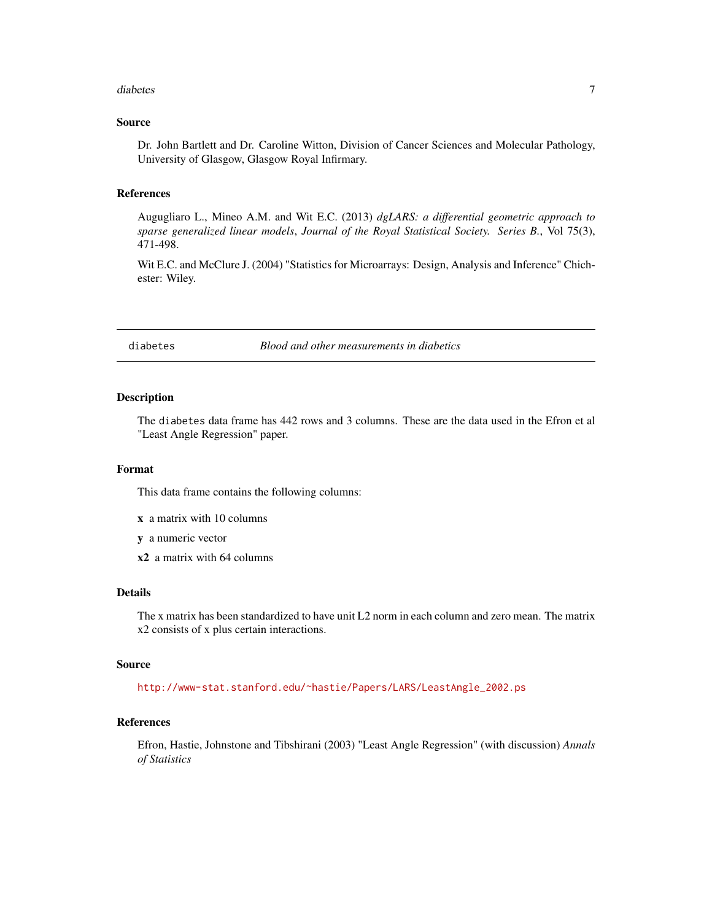## Source

Dr. John Bartlett and Dr. Caroline Witton, Division of Cancer Sciences and Molecular Pathology, University of Glasgow, Glasgow Royal Infirmary.

## References

Augugliaro L., Mineo A.M. and Wit E.C. (2013) *dgLARS: a differential geometric approach to sparse generalized linear models*, *Journal of the Royal Statistical Society. Series B.*, Vol 75(3), 471-498.

Wit E.C. and McClure J. (2004) "Statistics for Microarrays: Design, Analysis and Inference" Chichester: Wiley.

---

# diabetes — *Blood and other measurements in diabetics*

## Description

The `diabetes` data frame has 442 rows and 3 columns. These are the data used in the Efron et al "Least Angle Regression" paper.

## Format

This data frame contains the following columns:

- **x** a matrix with 10 columns
- **y** a numeric vector
- **x2** a matrix with 64 columns

## Details

The x matrix has been standardized to have unit L2 norm in each column and zero mean. The matrix x2 consists of x plus certain interactions.

## Source

http://www-stat.stanford.edu/~hastie/Papers/LARS/LeastAngle_2002.ps

## References

Efron, Hastie, Johnstone and Tibshirani (2003) "Least Angle Regression" (with discussion) *Annals of Statistics*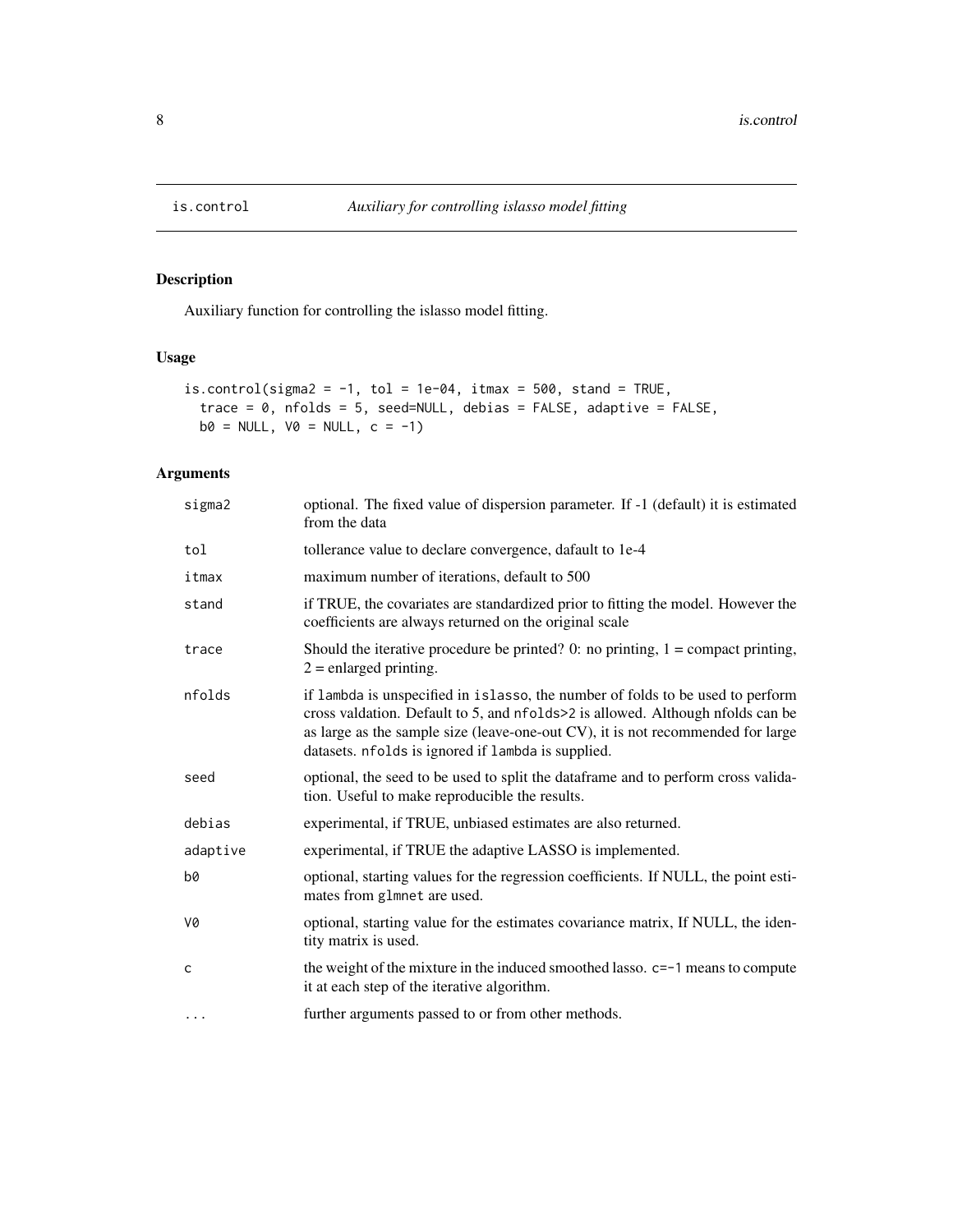is.control — *Auxiliary for controlling islasso model fitting*

## Description

Auxiliary function for controlling the islasso model fitting.

## Usage

```
is.control(sigma2 = -1, tol = 1e-04, itmax = 500, stand = TRUE,
  trace = 0, nfolds = 5, seed=NULL, debias = FALSE, adaptive = FALSE,
  b0 = NULL, V0 = NULL, c = -1)
```

## Arguments

| | |
|---|---|
| `sigma2` | optional. The fixed value of dispersion parameter. If -1 (default) it is estimated from the data |
| `tol` | tollerance value to declare convergence, dafault to 1e-4 |
| `itmax` | maximum number of iterations, default to 500 |
| `stand` | if TRUE, the covariates are standardized prior to fitting the model. However the coefficients are always returned on the original scale |
| `trace` | Should the iterative procedure be printed? 0: no printing, 1 = compact printing, 2 = enlarged printing. |
| `nfolds` | if `lambda` is unspecified in `islasso`, the number of folds to be used to perform cross valdation. Default to 5, and `nfolds>2` is allowed. Although nfolds can be as large as the sample size (leave-one-out CV), it is not recommended for large datasets. `nfolds` is ignored if `lambda` is supplied. |
| `seed` | optional, the seed to be used to split the dataframe and to perform cross validation. Useful to make reproducible the results. |
| `debias` | experimental, if TRUE, unbiased estimates are also returned. |
| `adaptive` | experimental, if TRUE the adaptive LASSO is implemented. |
| `b0` | optional, starting values for the regression coefficients. If NULL, the point estimates from `glmnet` are used. |
| `V0` | optional, starting value for the estimates covariance matrix, If NULL, the identity matrix is used. |
| `c` | the weight of the mixture in the induced smoothed lasso. `c=-1` means to compute it at each step of the iterative algorithm. |
| `...` | further arguments passed to or from other methods. |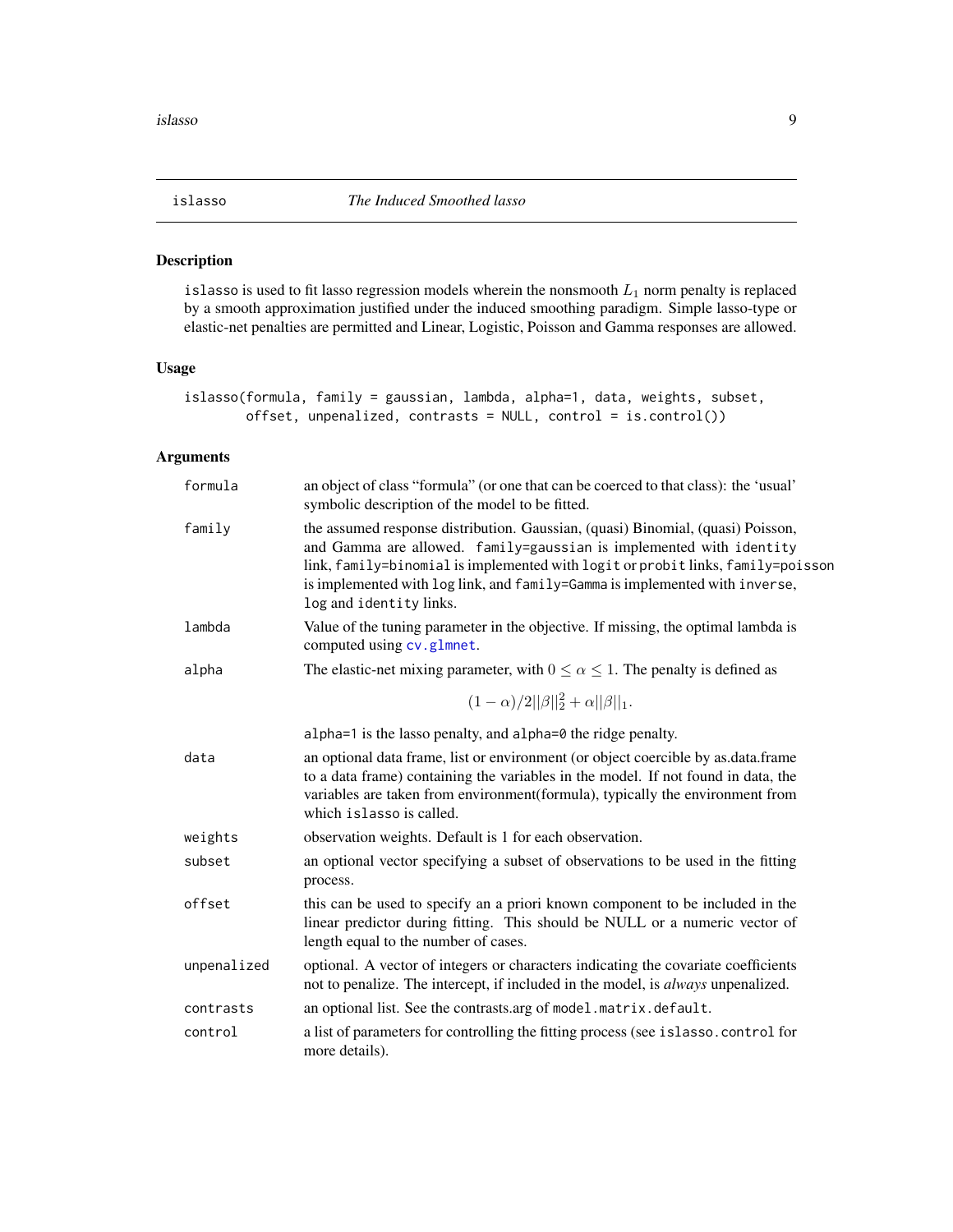## islasso — *The Induced Smoothed lasso*

### Description

islasso is used to fit lasso regression models wherein the nonsmooth $L_1$ norm penalty is replaced by a smooth approximation justified under the induced smoothing paradigm. Simple lasso-type or elastic-net penalties are permitted and Linear, Logistic, Poisson and Gamma responses are allowed.

### Usage

```
islasso(formula, family = gaussian, lambda, alpha=1, data, weights, subset,
        offset, unpenalized, contrasts = NULL, control = is.control())
```

### Arguments

| Argument | Description |
|---|---|
| formula | an object of class "formula" (or one that can be coerced to that class): the 'usual' symbolic description of the model to be fitted. |
| family | the assumed response distribution. Gaussian, (quasi) Binomial, (quasi) Poisson, and Gamma are allowed. family=gaussian is implemented with identity link, family=binomial is implemented with logit or probit links, family=poisson is implemented with log link, and family=Gamma is implemented with inverse, log and identity links. |
| lambda | Value of the tuning parameter in the objective. If missing, the optimal lambda is computed using cv.glmnet. |
| alpha | The elastic-net mixing parameter, with $0 \leq \alpha \leq 1$. The penalty is defined as $$(1-\alpha)/2\|\|\beta\|\|_2^2 + \alpha\|\|\beta\|\|_1.$$ alpha=1 is the lasso penalty, and alpha=0 the ridge penalty. |
| data | an optional data frame, list or environment (or object coercible by as.data.frame to a data frame) containing the variables in the model. If not found in data, the variables are taken from environment(formula), typically the environment from which islasso is called. |
| weights | observation weights. Default is 1 for each observation. |
| subset | an optional vector specifying a subset of observations to be used in the fitting process. |
| offset | this can be used to specify an a priori known component to be included in the linear predictor during fitting. This should be NULL or a numeric vector of length equal to the number of cases. |
| unpenalized | optional. A vector of integers or characters indicating the covariate coefficients not to penalize. The intercept, if included in the model, is *always* unpenalized. |
| contrasts | an optional list. See the contrasts.arg of model.matrix.default. |
| control | a list of parameters for controlling the fitting process (see islasso.control for more details). |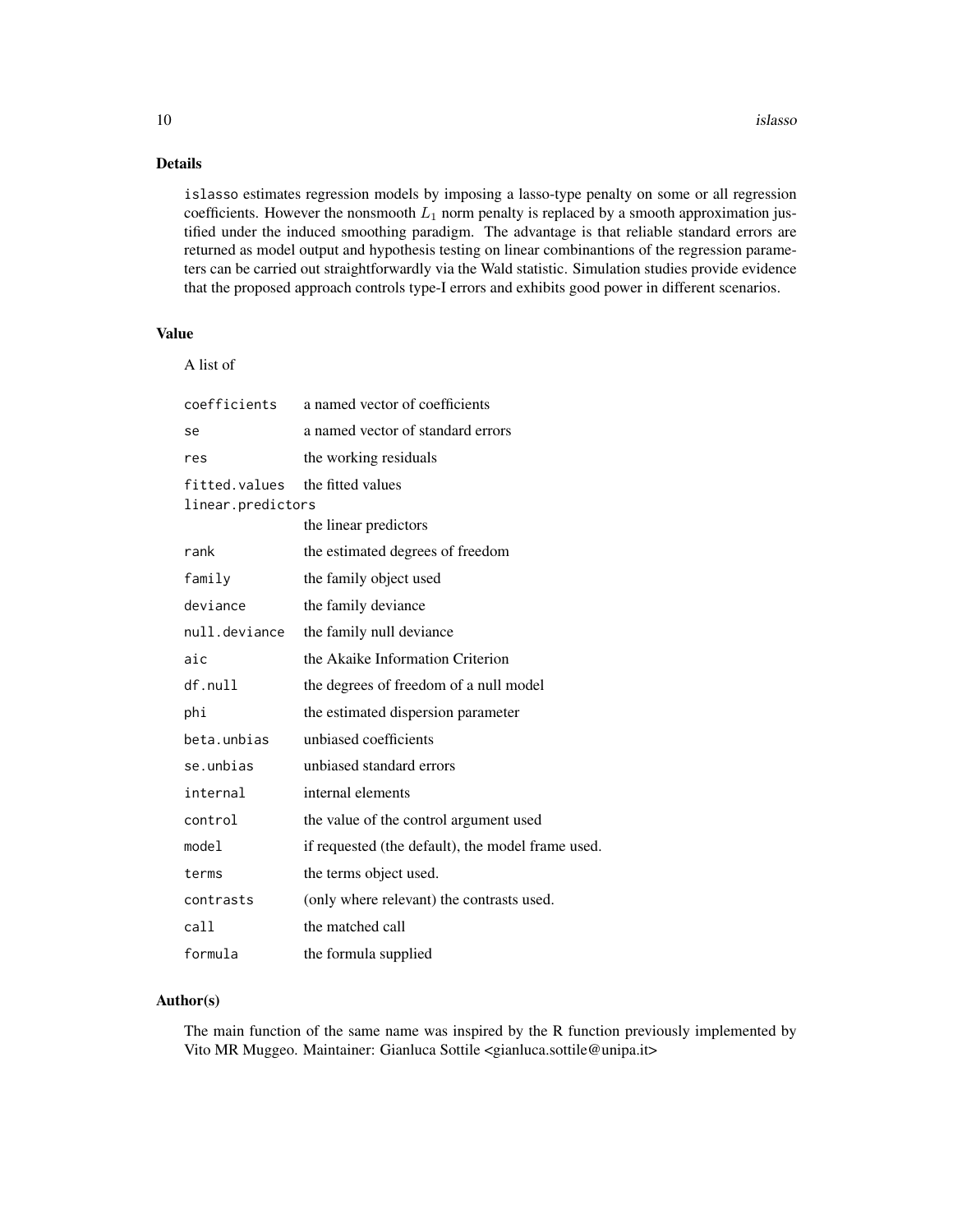## Details

islasso estimates regression models by imposing a lasso-type penalty on some or all regression coefficients. However the nonsmooth $L_1$ norm penalty is replaced by a smooth approximation justified under the induced smoothing paradigm. The advantage is that reliable standard errors are returned as model output and hypothesis testing on linear combinantions of the regression parameters can be carried out straightforwardly via the Wald statistic. Simulation studies provide evidence that the proposed approach controls type-I errors and exhibits good power in different scenarios.

## Value

A list of

| | |
|---|---|
| coefficients | a named vector of coefficients |
| se | a named vector of standard errors |
| res | the working residuals |
| fitted.values | the fitted values |
| linear.predictors | the linear predictors |
| rank | the estimated degrees of freedom |
| family | the family object used |
| deviance | the family deviance |
| null.deviance | the family null deviance |
| aic | the Akaike Information Criterion |
| df.null | the degrees of freedom of a null model |
| phi | the estimated dispersion parameter |
| beta.unbias | unbiased coefficients |
| se.unbias | unbiased standard errors |
| internal | internal elements |
| control | the value of the control argument used |
| model | if requested (the default), the model frame used. |
| terms | the terms object used. |
| contrasts | (only where relevant) the contrasts used. |
| call | the matched call |
| formula | the formula supplied |

## Author(s)

The main function of the same name was inspired by the R function previously implemented by Vito MR Muggeo. Maintainer: Gianluca Sottile <gianluca.sottile@unipa.it>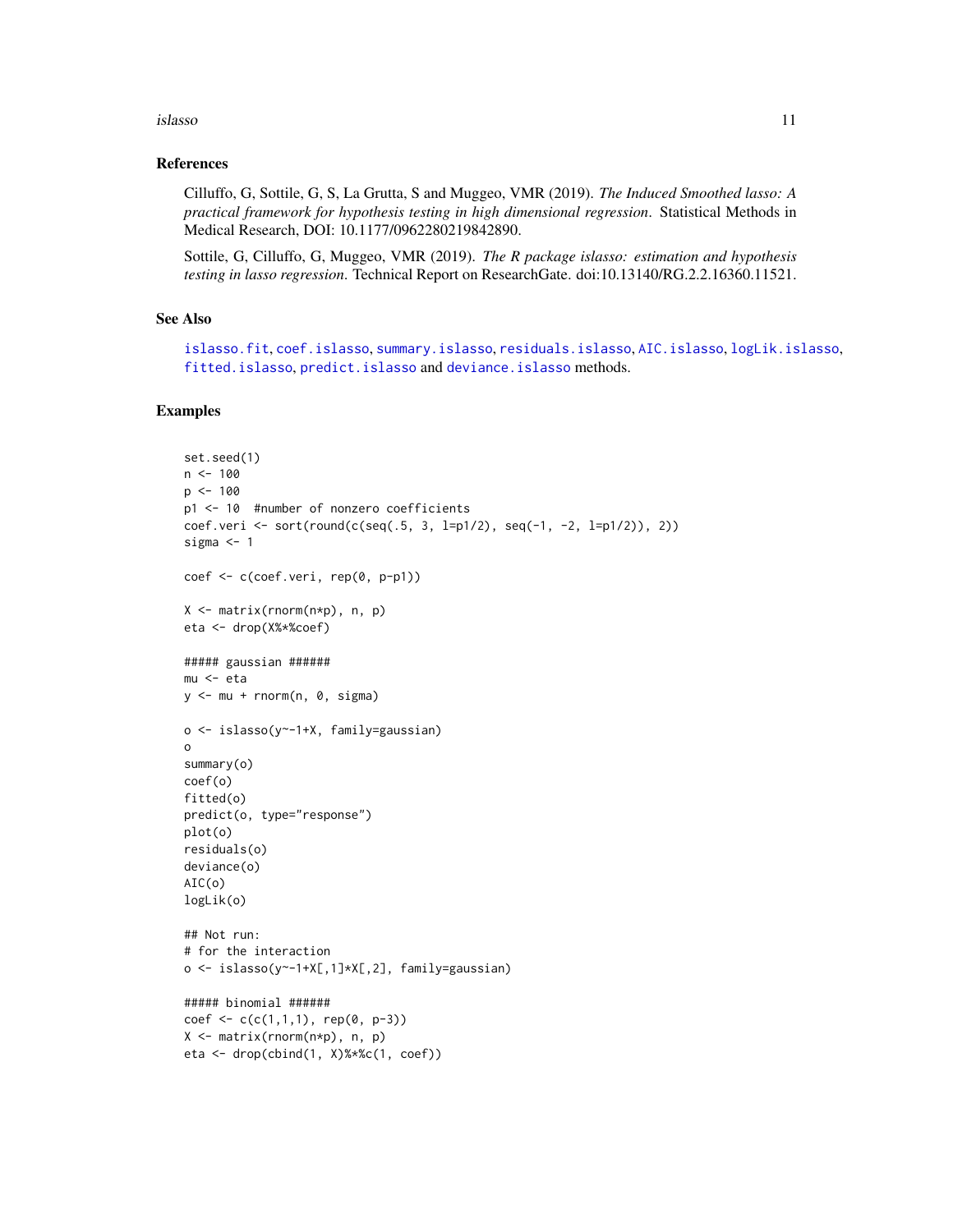## References

Cilluffo, G, Sottile, G, S, La Grutta, S and Muggeo, VMR (2019). *The Induced Smoothed lasso: A practical framework for hypothesis testing in high dimensional regression*. Statistical Methods in Medical Research, DOI: 10.1177/0962280219842890.

Sottile, G, Cilluffo, G, Muggeo, VMR (2019). *The R package islasso: estimation and hypothesis testing in lasso regression*. Technical Report on ResearchGate. doi:10.13140/RG.2.2.16360.11521.

## See Also

islasso.fit, coef.islasso, summary.islasso, residuals.islasso, AIC.islasso, logLik.islasso, fitted.islasso, predict.islasso and deviance.islasso methods.

## Examples

```
set.seed(1)
n <- 100
p <- 100
p1 <- 10  #number of nonzero coefficients
coef.veri <- sort(round(c(seq(.5, 3, l=p1/2), seq(-1, -2, l=p1/2)), 2))
sigma <- 1

coef <- c(coef.veri, rep(0, p-p1))

X <- matrix(rnorm(n*p), n, p)
eta <- drop(X%*%coef)

##### gaussian ######
mu <- eta
y <- mu + rnorm(n, 0, sigma)

o <- islasso(y~-1+X, family=gaussian)
o
summary(o)
coef(o)
fitted(o)
predict(o, type="response")
plot(o)
residuals(o)
deviance(o)
AIC(o)
logLik(o)

## Not run:
# for the interaction
o <- islasso(y~-1+X[,1]*X[,2], family=gaussian)

##### binomial ######
coef <- c(c(1,1,1), rep(0, p-3))
X <- matrix(rnorm(n*p), n, p)
eta <- drop(cbind(1, X)%*%c(1, coef))
```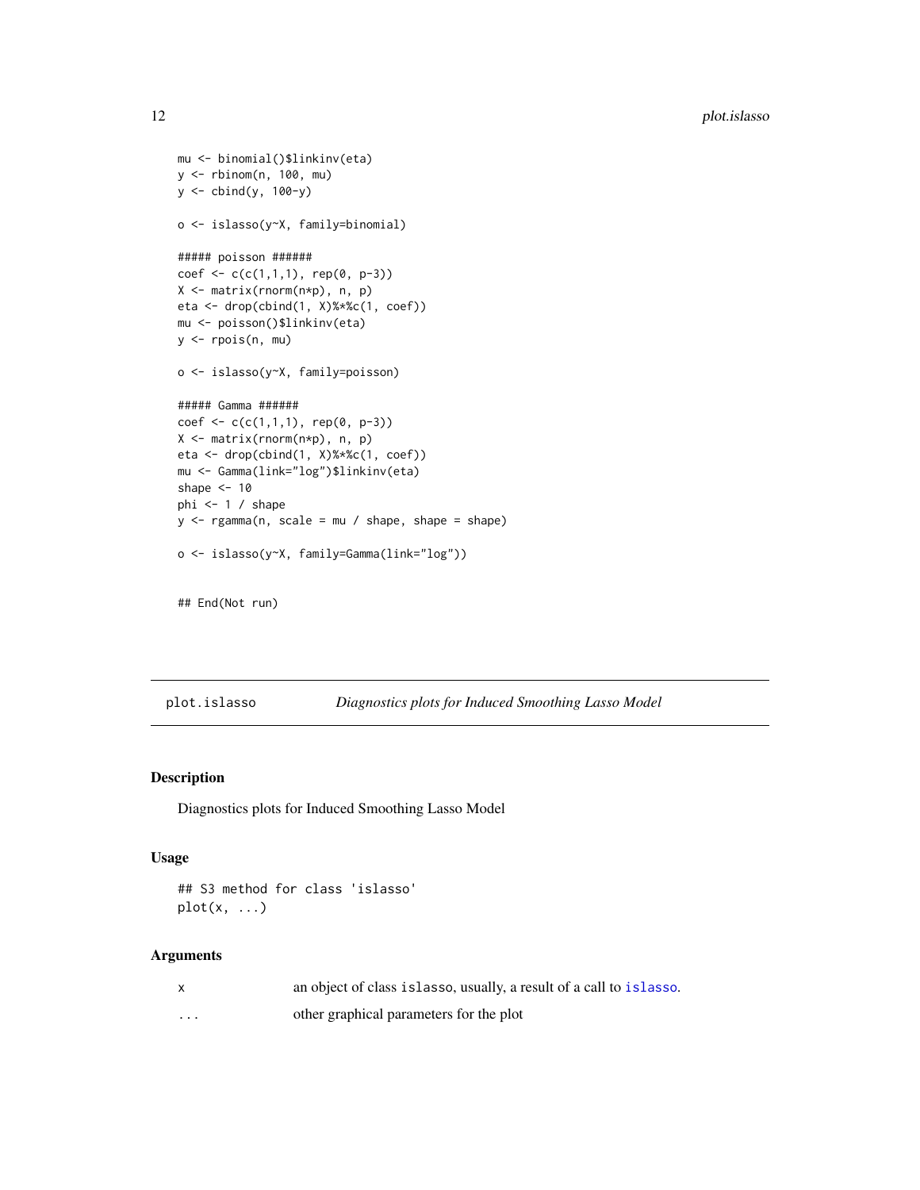```
mu <- binomial()$linkinv(eta)
y <- rbinom(n, 100, mu)
y <- cbind(y, 100-y)

o <- islasso(y~X, family=binomial)

##### poisson ######
coef <- c(c(1,1,1), rep(0, p-3))
X <- matrix(rnorm(n*p), n, p)
eta <- drop(cbind(1, X)%*%c(1, coef))
mu <- poisson()$linkinv(eta)
y <- rpois(n, mu)

o <- islasso(y~X, family=poisson)

##### Gamma ######
coef <- c(c(1,1,1), rep(0, p-3))
X <- matrix(rnorm(n*p), n, p)
eta <- drop(cbind(1, X)%*%c(1, coef))
mu <- Gamma(link="log")$linkinv(eta)
shape <- 10
phi <- 1 / shape
y <- rgamma(n, scale = mu / shape, shape = shape)

o <- islasso(y~X, family=Gamma(link="log"))


## End(Not run)
```

## plot.islasso — *Diagnostics plots for Induced Smoothing Lasso Model*

### Description

Diagnostics plots for Induced Smoothing Lasso Model

### Usage

```
## S3 method for class 'islasso'
plot(x, ...)
```

### Arguments

| | |
|---|---|
| `x` | an object of class `islasso`, usually, a result of a call to `islasso`. |
| `...` | other graphical parameters for the plot |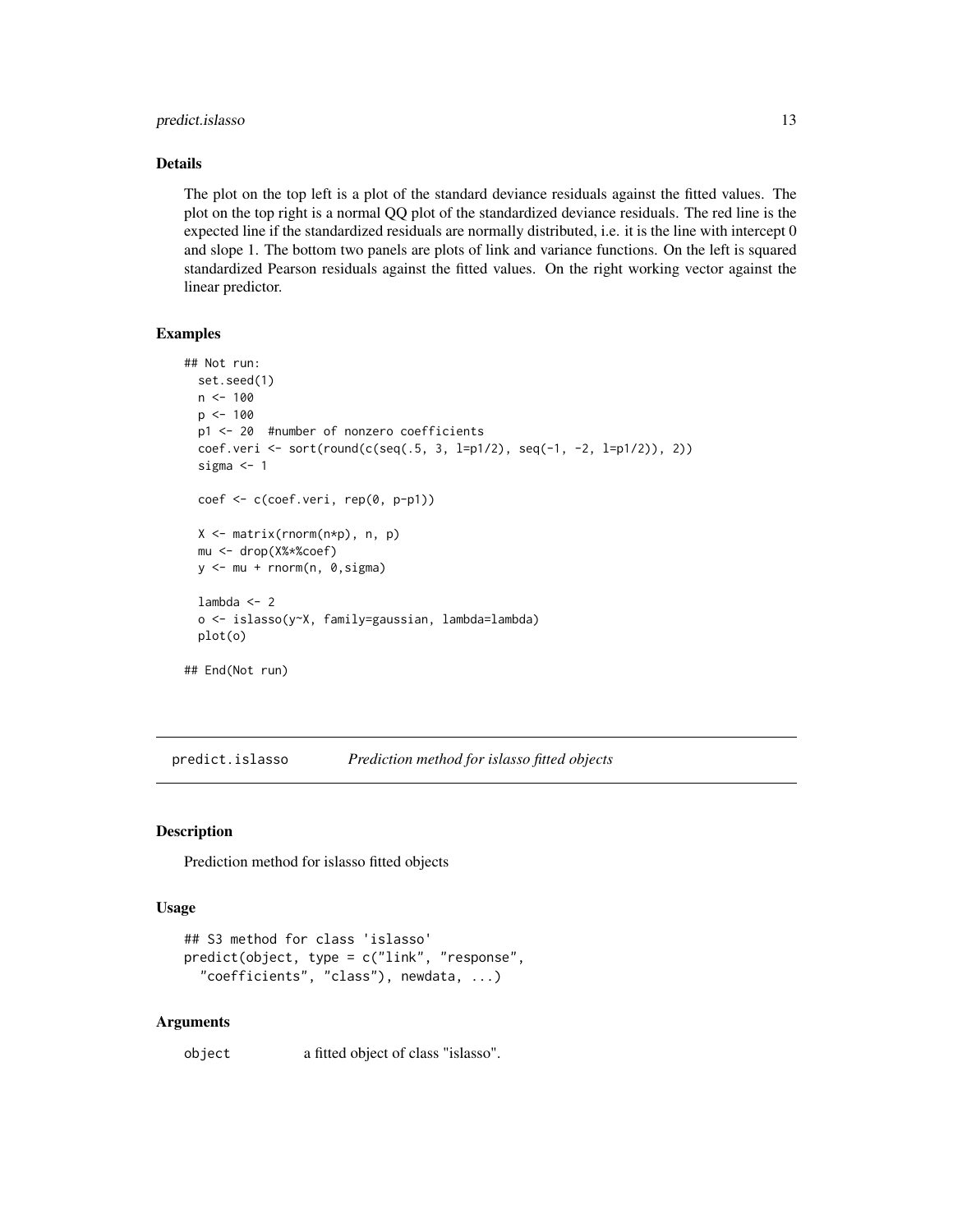### Details

The plot on the top left is a plot of the standard deviance residuals against the fitted values. The plot on the top right is a normal QQ plot of the standardized deviance residuals. The red line is the expected line if the standardized residuals are normally distributed, i.e. it is the line with intercept 0 and slope 1. The bottom two panels are plots of link and variance functions. On the left is squared standardized Pearson residuals against the fitted values. On the right working vector against the linear predictor.

### Examples

```
## Not run:
  set.seed(1)
  n <- 100
  p <- 100
  p1 <- 20  #number of nonzero coefficients
  coef.veri <- sort(round(c(seq(.5, 3, l=p1/2), seq(-1, -2, l=p1/2)), 2))
  sigma <- 1

  coef <- c(coef.veri, rep(0, p-p1))

  X <- matrix(rnorm(n*p), n, p)
  mu <- drop(X%*%coef)
  y <- mu + rnorm(n, 0,sigma)

  lambda <- 2
  o <- islasso(y~X, family=gaussian, lambda=lambda)
  plot(o)

## End(Not run)
```

---

## predict.islasso — *Prediction method for islasso fitted objects*

### Description

Prediction method for islasso fitted objects

### Usage

```
## S3 method for class 'islasso'
predict(object, type = c("link", "response",
  "coefficients", "class"), newdata, ...)
```

### Arguments

| | |
|---|---|
| `object` | a fitted object of class "islasso". |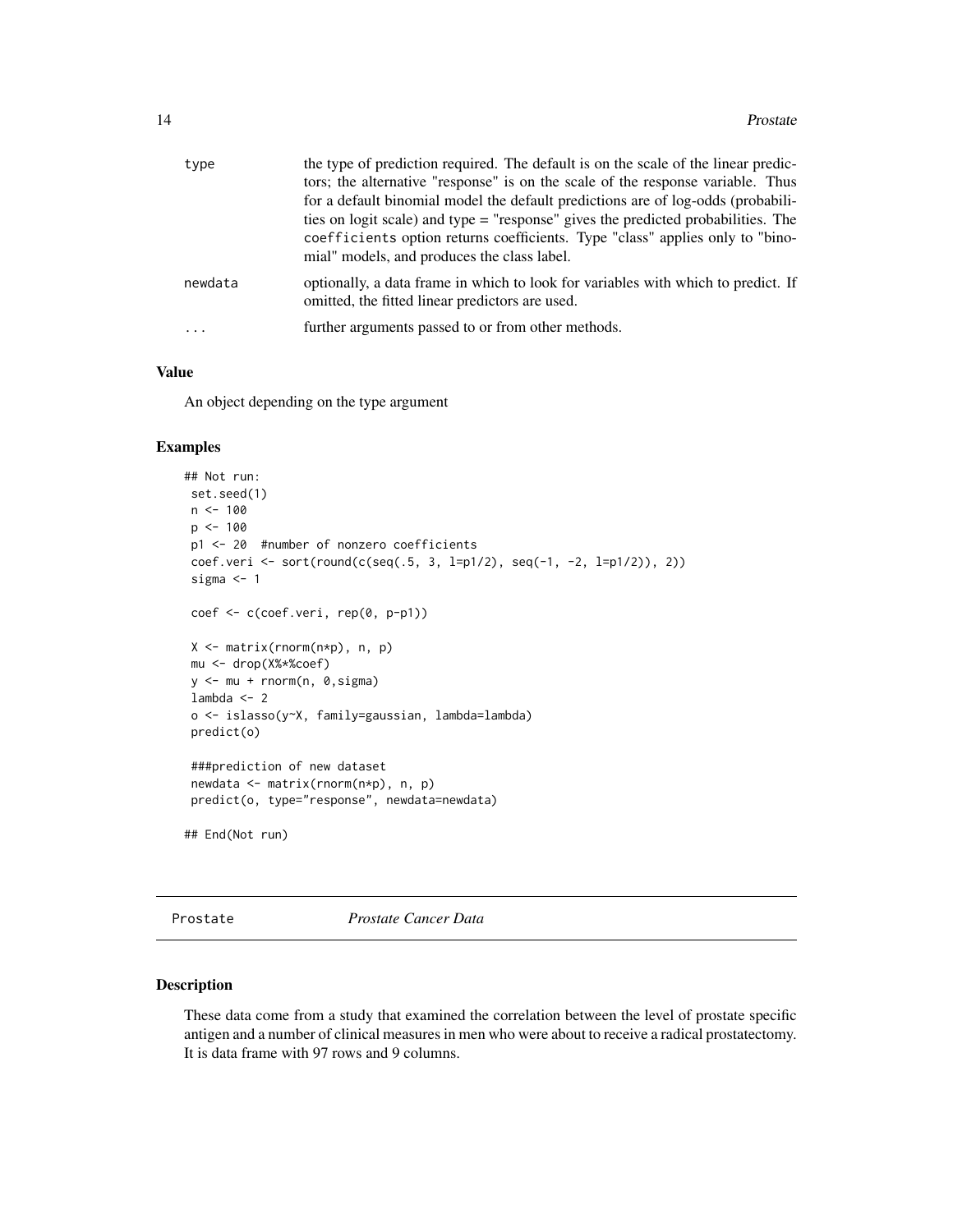| | |
|---|---|
| type | the type of prediction required. The default is on the scale of the linear predictors; the alternative "response" is on the scale of the response variable. Thus for a default binomial model the default predictions are of log-odds (probabilities on logit scale) and type = "response" gives the predicted probabilities. The coefficients option returns coefficients. Type "class" applies only to "binomial" models, and produces the class label. |
| newdata | optionally, a data frame in which to look for variables with which to predict. If omitted, the fitted linear predictors are used. |
| ... | further arguments passed to or from other methods. |

### Value

An object depending on the type argument

### Examples

```
## Not run:
 set.seed(1)
 n <- 100
 p <- 100
 p1 <- 20  #number of nonzero coefficients
 coef.veri <- sort(round(c(seq(.5, 3, l=p1/2), seq(-1, -2, l=p1/2)), 2))
 sigma <- 1

 coef <- c(coef.veri, rep(0, p-p1))

 X <- matrix(rnorm(n*p), n, p)
 mu <- drop(X%*%coef)
 y <- mu + rnorm(n, 0,sigma)
 lambda <- 2
 o <- islasso(y~X, family=gaussian, lambda=lambda)
 predict(o)

 ###prediction of new dataset
 newdata <- matrix(rnorm(n*p), n, p)
 predict(o, type="response", newdata=newdata)

## End(Not run)
```

---

## Prostate *Prostate Cancer Data*

### Description

These data come from a study that examined the correlation between the level of prostate specific antigen and a number of clinical measures in men who were about to receive a radical prostatectomy. It is data frame with 97 rows and 9 columns.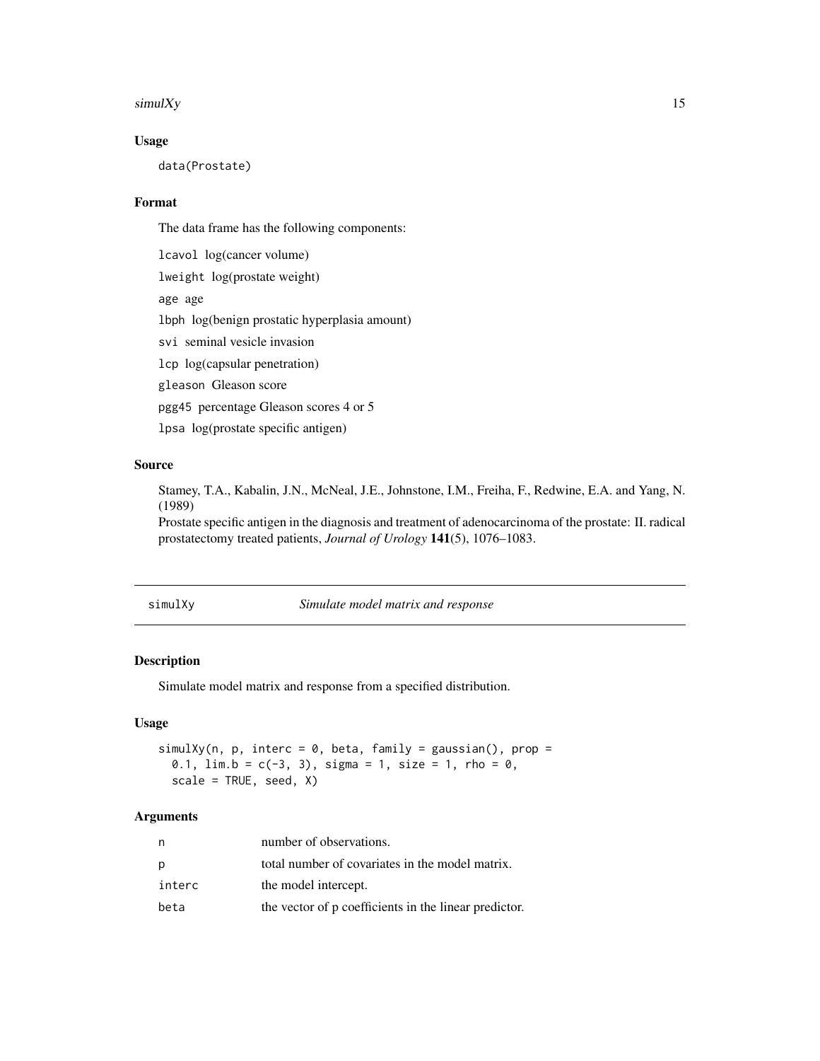### Usage

```
data(Prostate)
```

### Format

The data frame has the following components:

lcavol log(cancer volume)

lweight log(prostate weight)

age age

lbph log(benign prostatic hyperplasia amount)

svi seminal vesicle invasion

lcp log(capsular penetration)

gleason Gleason score

pgg45 percentage Gleason scores 4 or 5

lpsa log(prostate specific antigen)

### Source

Stamey, T.A., Kabalin, J.N., McNeal, J.E., Johnstone, I.M., Freiha, F., Redwine, E.A. and Yang, N. (1989)
Prostate specific antigen in the diagnosis and treatment of adenocarcinoma of the prostate: II. radical prostatectomy treated patients, *Journal of Urology* **141**(5), 1076–1083.

---

## simulXy — *Simulate model matrix and response*

### Description

Simulate model matrix and response from a specified distribution.

### Usage

```
simulXy(n, p, interc = 0, beta, family = gaussian(), prop =
  0.1, lim.b = c(-3, 3), sigma = 1, size = 1, rho = 0,
  scale = TRUE, seed, X)
```

### Arguments

| | |
|---|---|
| n | number of observations. |
| p | total number of covariates in the model matrix. |
| interc | the model intercept. |
| beta | the vector of p coefficients in the linear predictor. |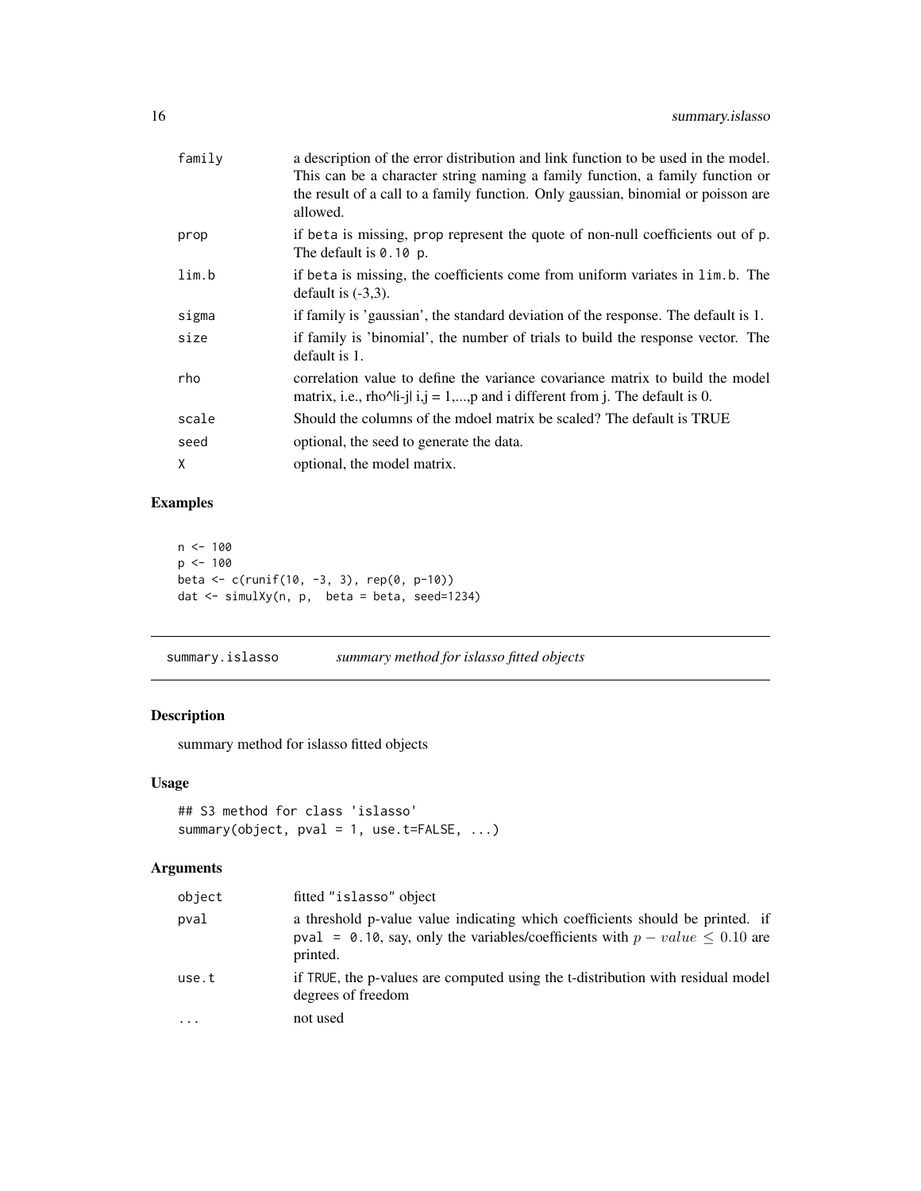| | |
|---|---|
| family | a description of the error distribution and link function to be used in the model. This can be a character string naming a family function, a family function or the result of a call to a family function. Only gaussian, binomial or poisson are allowed. |
| prop | if beta is missing, prop represent the quote of non-null coefficients out of p. The default is 0.10 p. |
| lim.b | if beta is missing, the coefficients come from uniform variates in lim.b. The default is (-3,3). |
| sigma | if family is 'gaussian', the standard deviation of the response. The default is 1. |
| size | if family is 'binomial', the number of trials to build the response vector. The default is 1. |
| rho | correlation value to define the variance covariance matrix to build the model matrix, i.e., rho^\|i-j\| i,j = 1,...,p and i different from j. The default is 0. |
| scale | Should the columns of the mdoel matrix be scaled? The default is TRUE |
| seed | optional, the seed to generate the data. |
| X | optional, the model matrix. |

## Examples

```
n <- 100
p <- 100
beta <- c(runif(10, -3, 3), rep(0, p-10))
dat <- simulXy(n, p,  beta = beta, seed=1234)
```

---

# summary.islasso *summary method for islasso fitted objects*

## Description

summary method for islasso fitted objects

## Usage

```
## S3 method for class 'islasso'
summary(object, pval = 1, use.t=FALSE, ...)
```

## Arguments

| | |
|---|---|
| object | fitted "islasso" object |
| pval | a threshold p-value value indicating which coefficients should be printed. if pval = 0.10, say, only the variables/coefficients with $p - value \leq 0.10$ are printed. |
| use.t | if TRUE, the p-values are computed using the t-distribution with residual model degrees of freedom |
| ... | not used |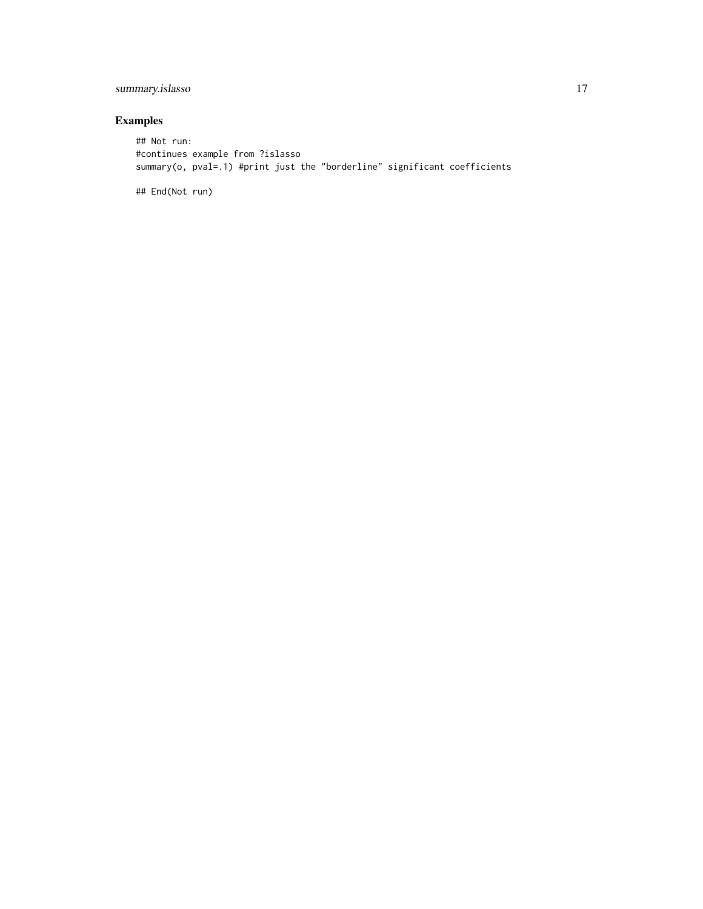## Examples

```
## Not run:
#continues example from ?islasso
summary(o, pval=.1) #print just the "borderline" significant coefficients

## End(Not run)
```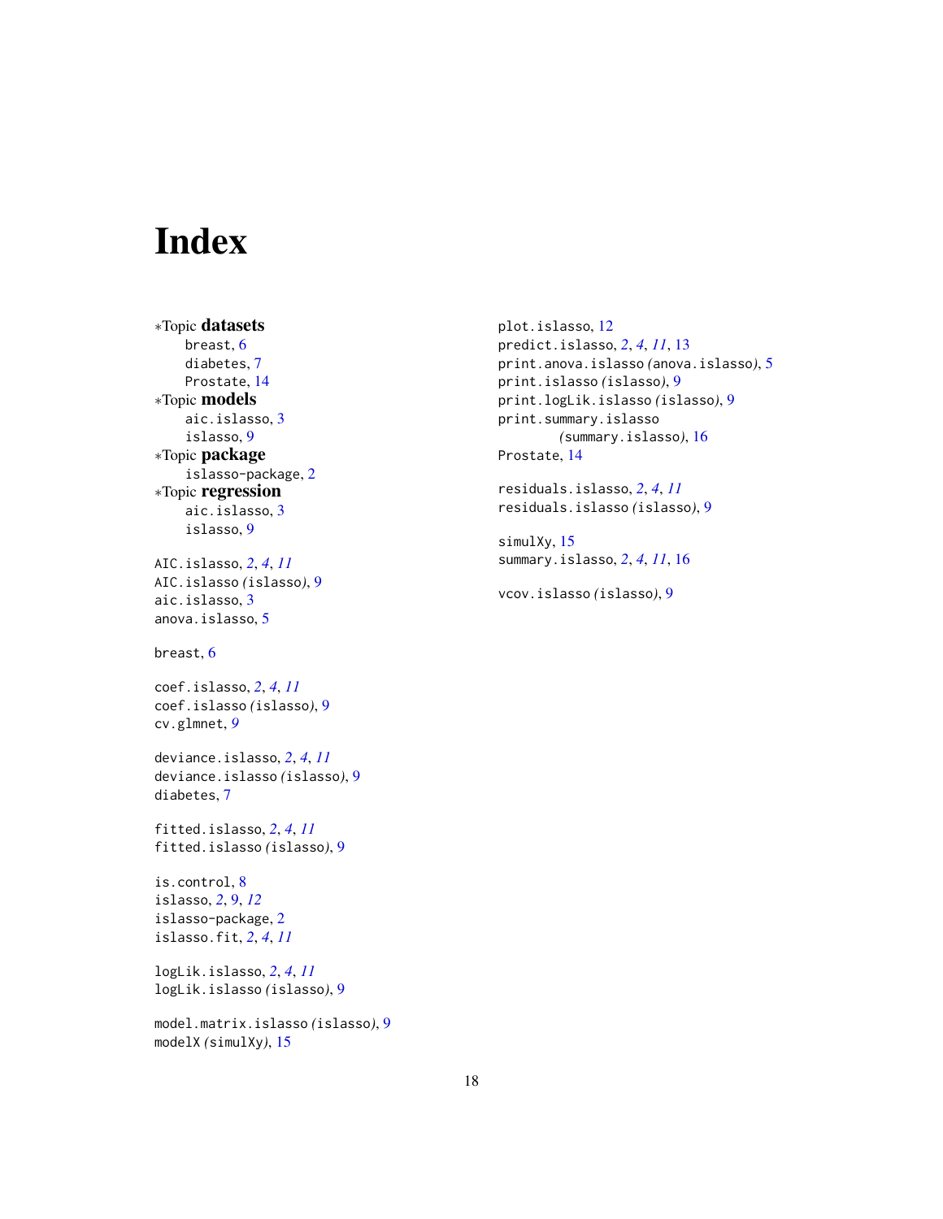# Index

*Topic **datasets**
- breast, 6
- diabetes, 7
- Prostate, 14

*Topic **models**
- aic.islasso, 3
- islasso, 9

*Topic **package**
- islasso-package, 2

*Topic **regression**
- aic.islasso, 3
- islasso, 9

AIC.islasso, *2*, *4*, *11*
AIC.islasso *(*islasso*)*, 9
aic.islasso, 3
anova.islasso, 5

breast, 6

coef.islasso, *2*, *4*, *11*
coef.islasso *(*islasso*)*, 9
cv.glmnet, *9*

deviance.islasso, *2*, *4*, *11*
deviance.islasso *(*islasso*)*, 9
diabetes, 7

fitted.islasso, *2*, *4*, *11*
fitted.islasso *(*islasso*)*, 9

is.control, 8
islasso, *2*, 9, *12*
islasso-package, 2
islasso.fit, *2*, *4*, *11*

logLik.islasso, *2*, *4*, *11*
logLik.islasso *(*islasso*)*, 9

model.matrix.islasso *(*islasso*)*, 9
modelX *(*simulXy*)*, 15

plot.islasso, 12
predict.islasso, *2*, *4*, *11*, 13
print.anova.islasso *(*anova.islasso*)*, 5
print.islasso *(*islasso*)*, 9
print.logLik.islasso *(*islasso*)*, 9
print.summary.islasso *(*summary.islasso*)*, 16
Prostate, 14

residuals.islasso, *2*, *4*, *11*
residuals.islasso *(*islasso*)*, 9

simulXy, 15
summary.islasso, *2*, *4*, *11*, 16

vcov.islasso *(*islasso*)*, 9